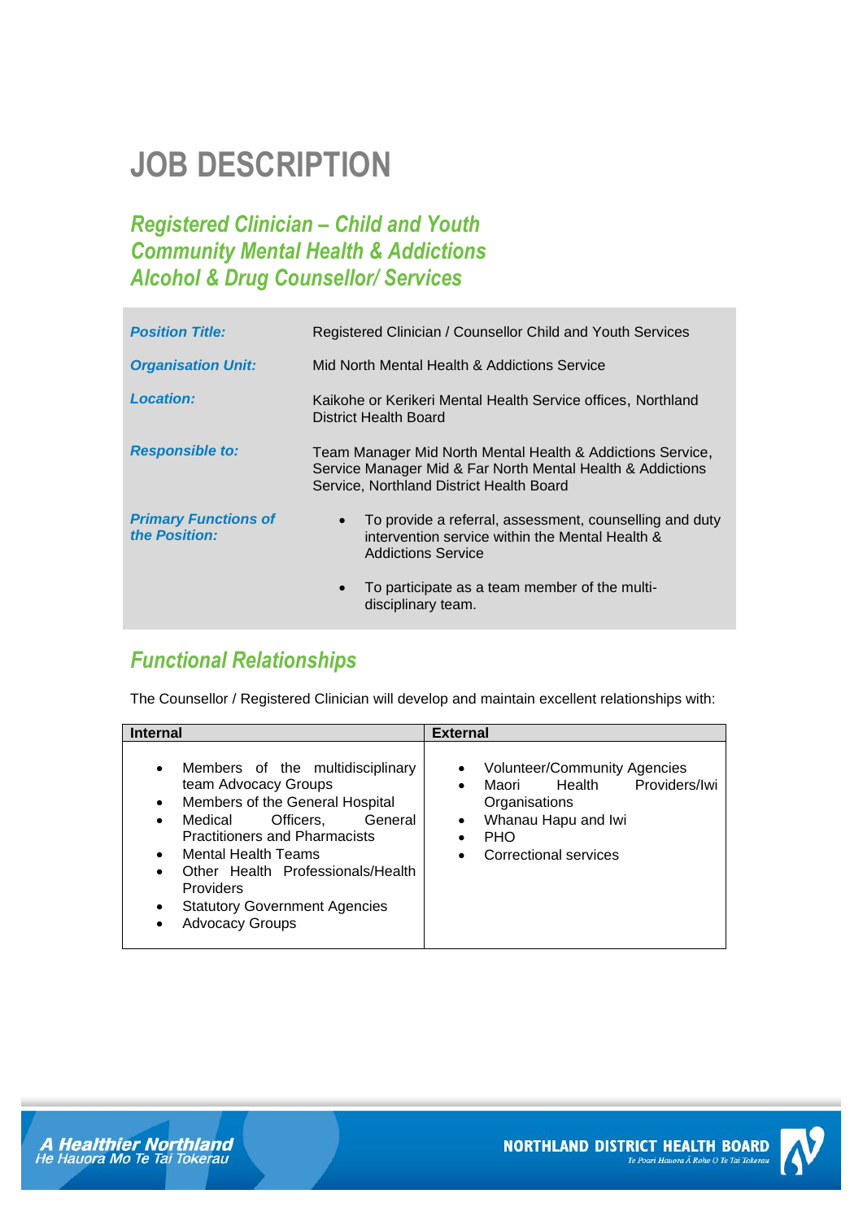# JOB DESCRIPTION

## *Registered Clinician – Child and Youth Community Mental Health & Addictions Alcohol & Drug Counsellor/ Services*

| | |
|---|---|
| ***Position Title:*** | Registered Clinician / Counsellor Child and Youth Services |
| ***Organisation Unit:*** | Mid North Mental Health & Addictions Service |
| ***Location:*** | Kaikohe or Kerikeri Mental Health Service offices, Northland District Health Board |
| ***Responsible to:*** | Team Manager Mid North Mental Health & Addictions Service, Service Manager Mid & Far North Mental Health & Addictions Service, Northland District Health Board |
| ***Primary Functions of the Position:*** | • To provide a referral, assessment, counselling and duty intervention service within the Mental Health & Addictions Service<br>• To participate as a team member of the multi-disciplinary team. |

## *Functional Relationships*

The Counsellor / Registered Clinician will develop and maintain excellent relationships with:

| Internal | External |
|---|---|
| • Members of the multidisciplinary team Advocacy Groups<br>• Members of the General Hospital<br>• Medical Officers, General Practitioners and Pharmacists<br>• Mental Health Teams<br>• Other Health Professionals/Health Providers<br>• Statutory Government Agencies<br>• Advocacy Groups | • Volunteer/Community Agencies<br>• Maori Health Providers/Iwi Organisations<br>• Whanau Hapu and Iwi<br>• PHO<br>• Correctional services |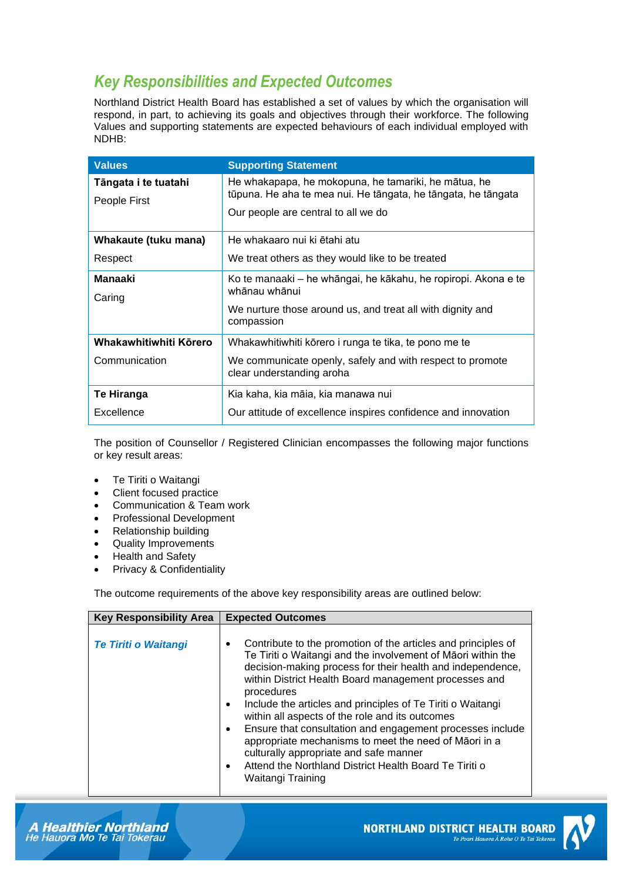## Key Responsibilities and Expected Outcomes

Northland District Health Board has established a set of values by which the organisation will respond, in part, to achieving its goals and objectives through their workforce. The following Values and supporting statements are expected behaviours of each individual employed with NDHB:

| Values | Supporting Statement |
|---|---|
| **Tāngata i te tuatahi**<br><br>People First | He whakapapa, he mokopuna, he tamariki, he mātua, he tūpuna. He aha te mea nui. He tāngata, he tāngata, he tāngata<br><br>Our people are central to all we do |
| **Whakaute (tuku mana)**<br><br>Respect | He whakaaro nui ki ētahi atu<br><br>We treat others as they would like to be treated |
| **Manaaki**<br><br>Caring | Ko te manaaki – he whāngai, he kākahu, he ropiropi. Akona e te whānau whānui<br><br>We nurture those around us, and treat all with dignity and compassion |
| **Whakawhitiwhiti Kōrero**<br><br>Communication | Whakawhitiwhiti kōrero i runga te tika, te pono me te<br><br>We communicate openly, safely and with respect to promote clear understanding aroha |
| **Te Hiranga**<br><br>Excellence | Kia kaha, kia māia, kia manawa nui<br><br>Our attitude of excellence inspires confidence and innovation |

The position of Counsellor / Registered Clinician encompasses the following major functions or key result areas:

- Te Tiriti o Waitangi
- Client focused practice
- Communication & Team work
- Professional Development
- Relationship building
- Quality Improvements
- Health and Safety
- Privacy & Confidentiality

The outcome requirements of the above key responsibility areas are outlined below:

| Key Responsibility Area | Expected Outcomes |
|---|---|
| ***Te Tiriti o Waitangi*** | • Contribute to the promotion of the articles and principles of Te Tiriti o Waitangi and the involvement of Māori within the decision-making process for their health and independence, within District Health Board management processes and procedures<br>• Include the articles and principles of Te Tiriti o Waitangi within all aspects of the role and its outcomes<br>• Ensure that consultation and engagement processes include appropriate mechanisms to meet the need of Māori in a culturally appropriate and safe manner<br>• Attend the Northland District Health Board Te Tiriti o Waitangi Training |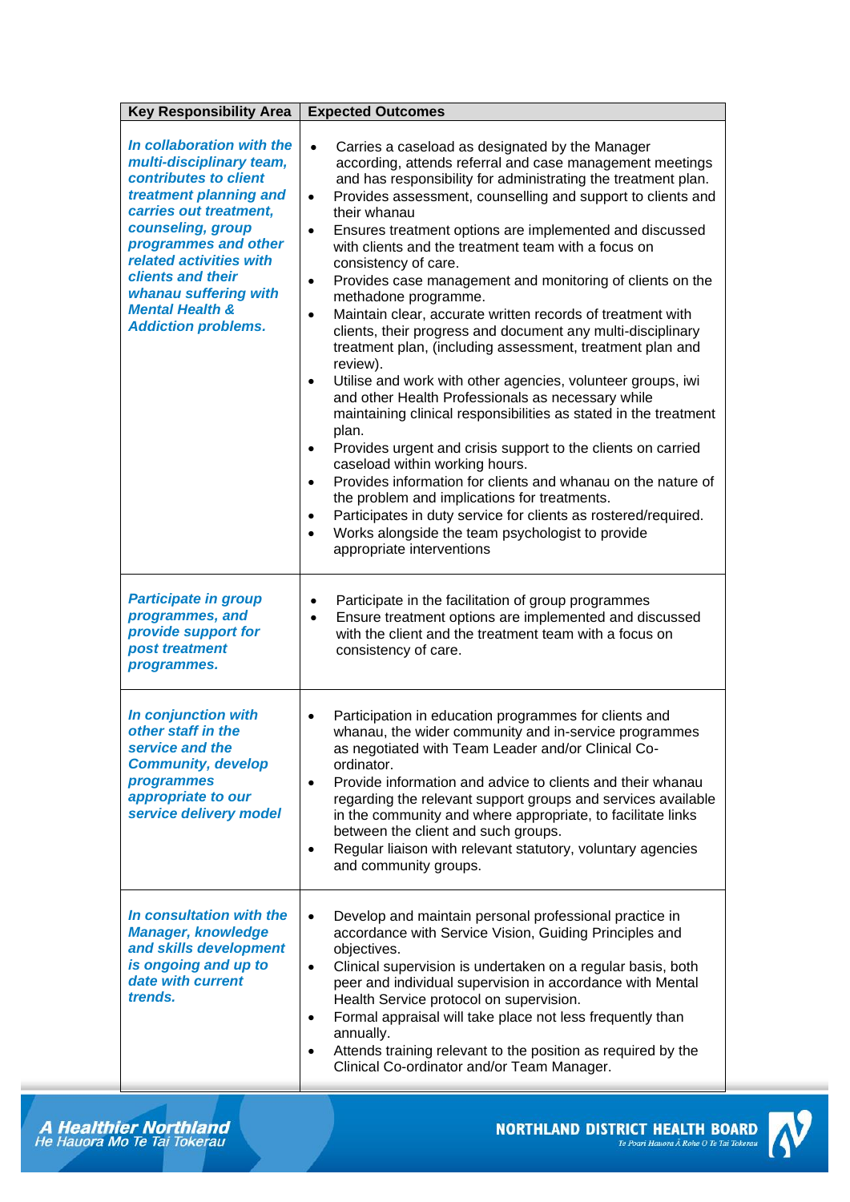| Key Responsibility Area | Expected Outcomes |
|---|---|
| ***In collaboration with the multi-disciplinary team, contributes to client treatment planning and carries out treatment, counseling, group programmes and other related activities with clients and their whanau suffering with Mental Health & Addiction problems.*** | • Carries a caseload as designated by the Manager according, attends referral and case management meetings and has responsibility for administrating the treatment plan.<br>• Provides assessment, counselling and support to clients and their whanau<br>• Ensures treatment options are implemented and discussed with clients and the treatment team with a focus on consistency of care.<br>• Provides case management and monitoring of clients on the methadone programme.<br>• Maintain clear, accurate written records of treatment with clients, their progress and document any multi-disciplinary treatment plan, (including assessment, treatment plan and review).<br>• Utilise and work with other agencies, volunteer groups, iwi and other Health Professionals as necessary while maintaining clinical responsibilities as stated in the treatment plan.<br>• Provides urgent and crisis support to the clients on carried caseload within working hours.<br>• Provides information for clients and whanau on the nature of the problem and implications for treatments.<br>• Participates in duty service for clients as rostered/required.<br>• Works alongside the team psychologist to provide appropriate interventions |
| ***Participate in group programmes, and provide support for post treatment programmes.*** | • Participate in the facilitation of group programmes<br>• Ensure treatment options are implemented and discussed with the client and the treatment team with a focus on consistency of care. |
| ***In conjunction with other staff in the service and the Community, develop programmes appropriate to our service delivery model*** | • Participation in education programmes for clients and whanau, the wider community and in-service programmes as negotiated with Team Leader and/or Clinical Co-ordinator.<br>• Provide information and advice to clients and their whanau regarding the relevant support groups and services available in the community and where appropriate, to facilitate links between the client and such groups.<br>• Regular liaison with relevant statutory, voluntary agencies and community groups. |
| ***In consultation with the Manager, knowledge and skills development is ongoing and up to date with current trends.*** | • Develop and maintain personal professional practice in accordance with Service Vision, Guiding Principles and objectives.<br>• Clinical supervision is undertaken on a regular basis, both peer and individual supervision in accordance with Mental Health Service protocol on supervision.<br>• Formal appraisal will take place not less frequently than annually.<br>• Attends training relevant to the position as required by the Clinical Co-ordinator and/or Team Manager. |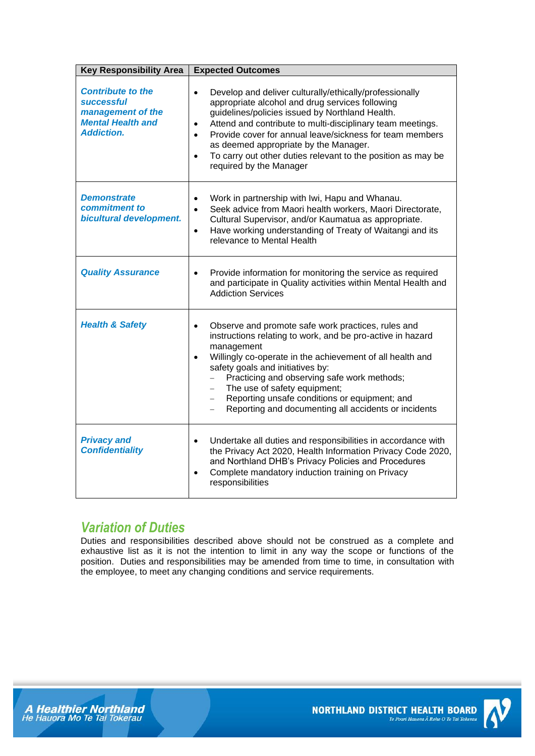| Key Responsibility Area | Expected Outcomes |
|---|---|
| ***Contribute to the successful management of the Mental Health and Addiction.*** | • Develop and deliver culturally/ethically/professionally appropriate alcohol and drug services following guidelines/policies issued by Northland Health.<br>• Attend and contribute to multi-disciplinary team meetings.<br>• Provide cover for annual leave/sickness for team members as deemed appropriate by the Manager.<br>• To carry out other duties relevant to the position as may be required by the Manager |
| ***Demonstrate commitment to bicultural development.*** | • Work in partnership with Iwi, Hapu and Whanau.<br>• Seek advice from Maori health workers, Maori Directorate, Cultural Supervisor, and/or Kaumatua as appropriate.<br>• Have working understanding of Treaty of Waitangi and its relevance to Mental Health |
| ***Quality Assurance*** | • Provide information for monitoring the service as required and participate in Quality activities within Mental Health and Addiction Services |
| ***Health & Safety*** | • Observe and promote safe work practices, rules and instructions relating to work, and be pro-active in hazard management<br>• Willingly co-operate in the achievement of all health and safety goals and initiatives by:<br>– Practicing and observing safe work methods;<br>– The use of safety equipment;<br>– Reporting unsafe conditions or equipment; and<br>– Reporting and documenting all accidents or incidents |
| ***Privacy and Confidentiality*** | • Undertake all duties and responsibilities in accordance with the Privacy Act 2020, Health Information Privacy Code 2020, and Northland DHB's Privacy Policies and Procedures<br>• Complete mandatory induction training on Privacy responsibilities |

## *Variation of Duties*

Duties and responsibilities described above should not be construed as a complete and exhaustive list as it is not the intention to limit in any way the scope or functions of the position. Duties and responsibilities may be amended from time to time, in consultation with the employee, to meet any changing conditions and service requirements.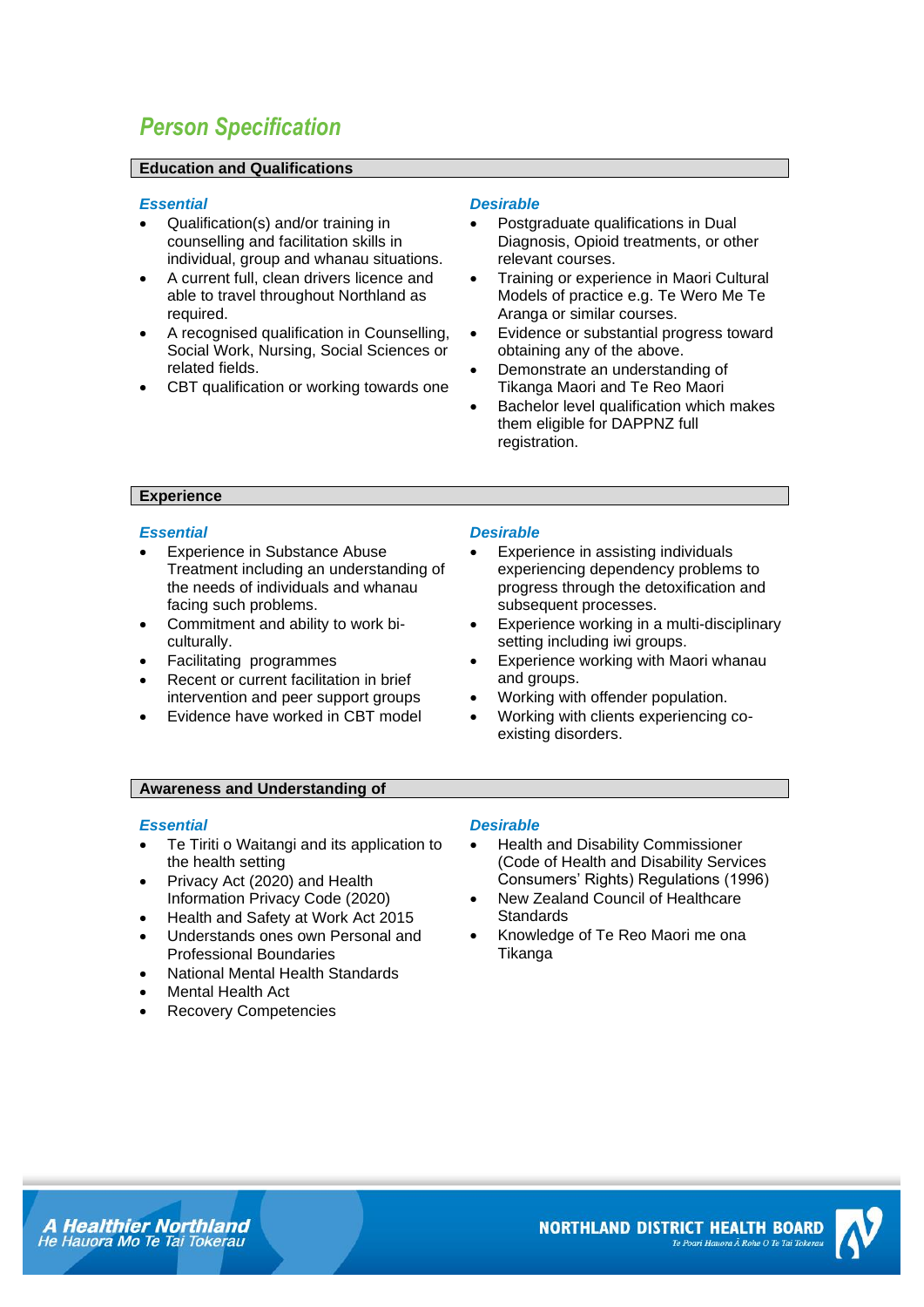## Person Specification

### Education and Qualifications

***Essential***

- Qualification(s) and/or training in counselling and facilitation skills in individual, group and whanau situations.
- A current full, clean drivers licence and able to travel throughout Northland as required.
- A recognised qualification in Counselling, Social Work, Nursing, Social Sciences or related fields.
- CBT qualification or working towards one

***Desirable***

- Postgraduate qualifications in Dual Diagnosis, Opioid treatments, or other relevant courses.
- Training or experience in Maori Cultural Models of practice e.g. Te Wero Me Te Aranga or similar courses.
- Evidence or substantial progress toward obtaining any of the above.
- Demonstrate an understanding of Tikanga Maori and Te Reo Maori
- Bachelor level qualification which makes them eligible for DAPPNZ full registration.

### Experience

***Essential***

- Experience in Substance Abuse Treatment including an understanding of the needs of individuals and whanau facing such problems.
- Commitment and ability to work bi-culturally.
- Facilitating programmes
- Recent or current facilitation in brief intervention and peer support groups
- Evidence have worked in CBT model

***Desirable***

- Experience in assisting individuals experiencing dependency problems to progress through the detoxification and subsequent processes.
- Experience working in a multi-disciplinary setting including iwi groups.
- Experience working with Maori whanau and groups.
- Working with offender population.
- Working with clients experiencing co-existing disorders.

### Awareness and Understanding of

***Essential***

- Te Tiriti o Waitangi and its application to the health setting
- Privacy Act (2020) and Health Information Privacy Code (2020)
- Health and Safety at Work Act 2015
- Understands ones own Personal and Professional Boundaries
- National Mental Health Standards
- Mental Health Act
- Recovery Competencies

***Desirable***

- Health and Disability Commissioner (Code of Health and Disability Services Consumers' Rights) Regulations (1996)
- New Zealand Council of Healthcare Standards
- Knowledge of Te Reo Maori me ona Tikanga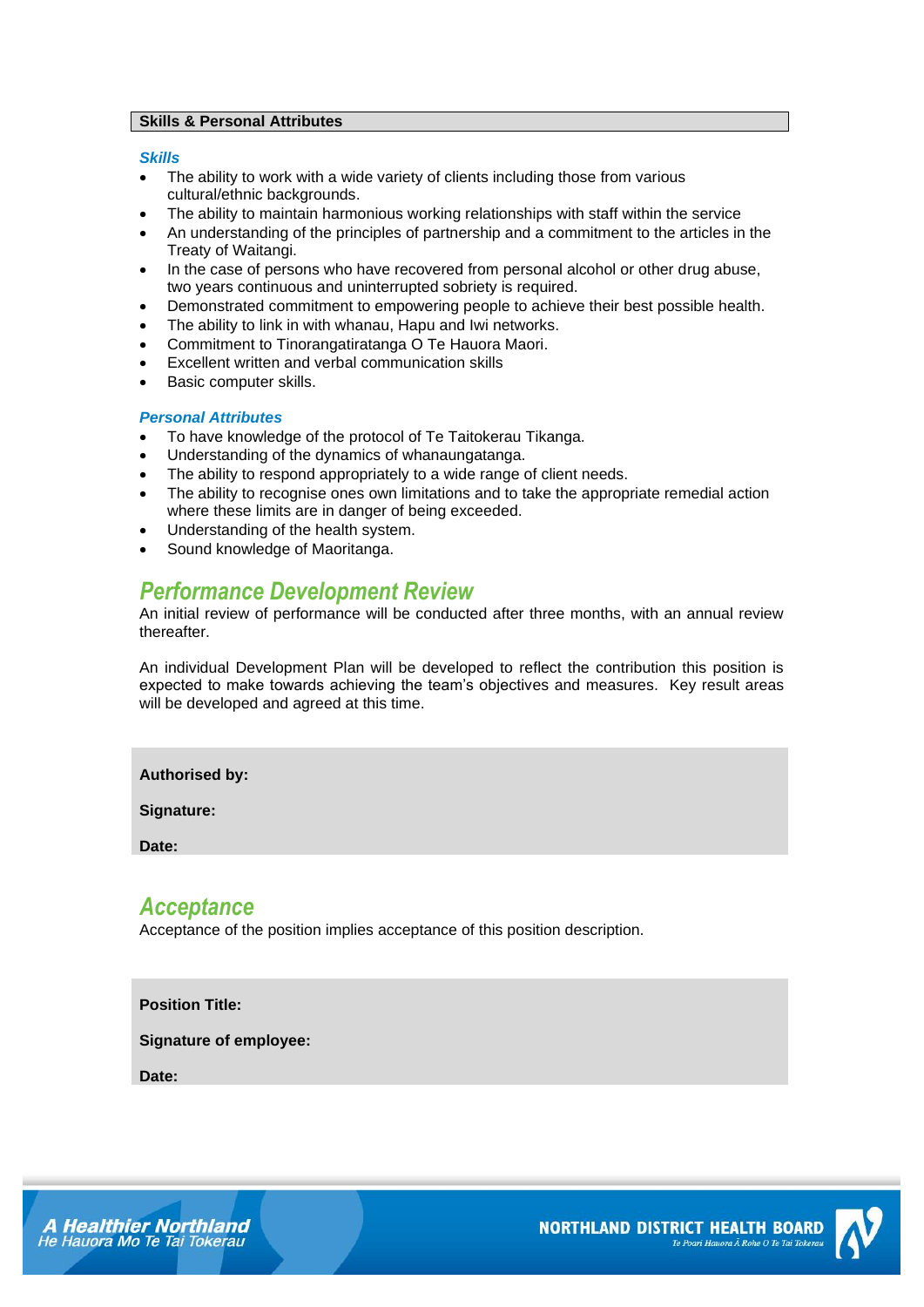## Skills & Personal Attributes

### *Skills*

- The ability to work with a wide variety of clients including those from various cultural/ethnic backgrounds.
- The ability to maintain harmonious working relationships with staff within the service
- An understanding of the principles of partnership and a commitment to the articles in the Treaty of Waitangi.
- In the case of persons who have recovered from personal alcohol or other drug abuse, two years continuous and uninterrupted sobriety is required.
- Demonstrated commitment to empowering people to achieve their best possible health.
- The ability to link in with whanau, Hapu and Iwi networks.
- Commitment to Tinorangatiratanga O Te Hauora Maori.
- Excellent written and verbal communication skills
- Basic computer skills.

### *Personal Attributes*

- To have knowledge of the protocol of Te Taitokerau Tikanga.
- Understanding of the dynamics of whanaungatanga.
- The ability to respond appropriately to a wide range of client needs.
- The ability to recognise ones own limitations and to take the appropriate remedial action where these limits are in danger of being exceeded.
- Understanding of the health system.
- Sound knowledge of Maoritanga.

## *Performance Development Review*

An initial review of performance will be conducted after three months, with an annual review thereafter.

An individual Development Plan will be developed to reflect the contribution this position is expected to make towards achieving the team's objectives and measures. Key result areas will be developed and agreed at this time.

**Authorised by:**

**Signature:**

**Date:**

## *Acceptance*

Acceptance of the position implies acceptance of this position description.

**Position Title:**

**Signature of employee:**

**Date:**